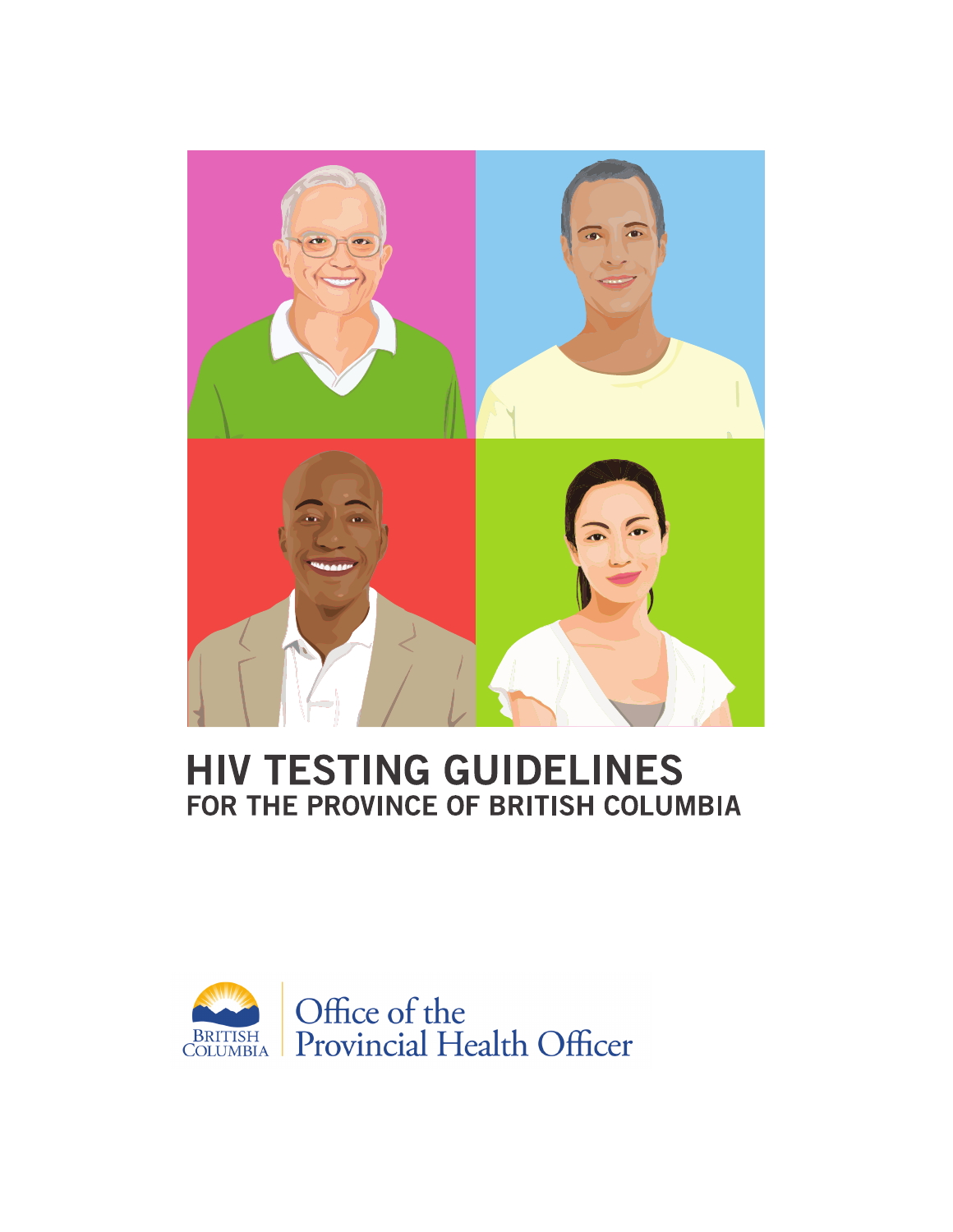# HIV TESTING GUIDELINES

## FOR THE PROVINCE OF BRITISH COLUMBIA

BRITISH COLUMBIA

Office of the Provincial Health Officer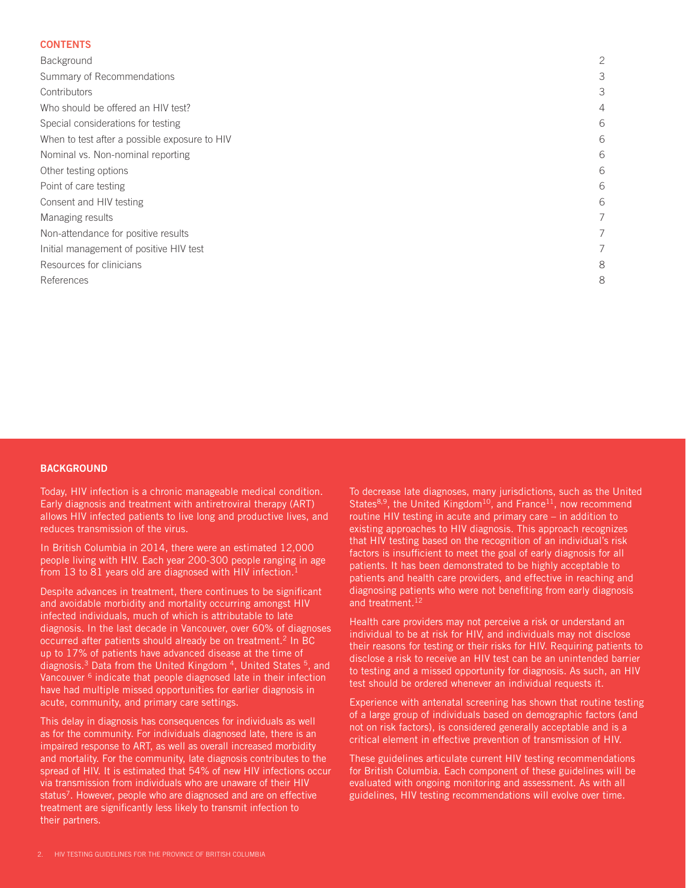## CONTENTS

| | |
|---|---|
| Background | 2 |
| Summary of Recommendations | 3 |
| Contributors | 3 |
| Who should be offered an HIV test? | 4 |
| Special considerations for testing | 6 |
| When to test after a possible exposure to HIV | 6 |
| Nominal vs. Non-nominal reporting | 6 |
| Other testing options | 6 |
| Point of care testing | 6 |
| Consent and HIV testing | 6 |
| Managing results | 7 |
| Non-attendance for positive results | 7 |
| Initial management of positive HIV test | 7 |
| Resources for clinicians | 8 |
| References | 8 |

## BACKGROUND

Today, HIV infection is a chronic manageable medical condition. Early diagnosis and treatment with antiretroviral therapy (ART) allows HIV infected patients to live long and productive lives, and reduces transmission of the virus.

In British Columbia in 2014, there were an estimated 12,000 people living with HIV. Each year 200-300 people ranging in age from 13 to 81 years old are diagnosed with HIV infection.[1]

Despite advances in treatment, there continues to be significant and avoidable morbidity and mortality occurring amongst HIV infected individuals, much of which is attributable to late diagnosis. In the last decade in Vancouver, over 60% of diagnoses occurred after patients should already be on treatment.[2] In BC up to 17% of patients have advanced disease at the time of diagnosis.[3] Data from the United Kingdom [4], United States [5], and Vancouver [6] indicate that people diagnosed late in their infection have had multiple missed opportunities for earlier diagnosis in acute, community, and primary care settings.

This delay in diagnosis has consequences for individuals as well as for the community. For individuals diagnosed late, there is an impaired response to ART, as well as overall increased morbidity and mortality. For the community, late diagnosis contributes to the spread of HIV. It is estimated that 54% of new HIV infections occur via transmission from individuals who are unaware of their HIV status[7]. However, people who are diagnosed and are on effective treatment are significantly less likely to transmit infection to their partners.

To decrease late diagnoses, many jurisdictions, such as the United States[8,9], the United Kingdom[10], and France[11], now recommend routine HIV testing in acute and primary care – in addition to existing approaches to HIV diagnosis. This approach recognizes that HIV testing based on the recognition of an individual's risk factors is insufficient to meet the goal of early diagnosis for all patients. It has been demonstrated to be highly acceptable to patients and health care providers, and effective in reaching and diagnosing patients who were not benefiting from early diagnosis and treatment.[12]

Health care providers may not perceive a risk or understand an individual to be at risk for HIV, and individuals may not disclose their reasons for testing or their risks for HIV. Requiring patients to disclose a risk to receive an HIV test can be an unintended barrier to testing and a missed opportunity for diagnosis. As such, an HIV test should be ordered whenever an individual requests it.

Experience with antenatal screening has shown that routine testing of a large group of individuals based on demographic factors (and not on risk factors), is considered generally acceptable and is a critical element in effective prevention of transmission of HIV.

These guidelines articulate current HIV testing recommendations for British Columbia. Each component of these guidelines will be evaluated with ongoing monitoring and assessment. As with all guidelines, HIV testing recommendations will evolve over time.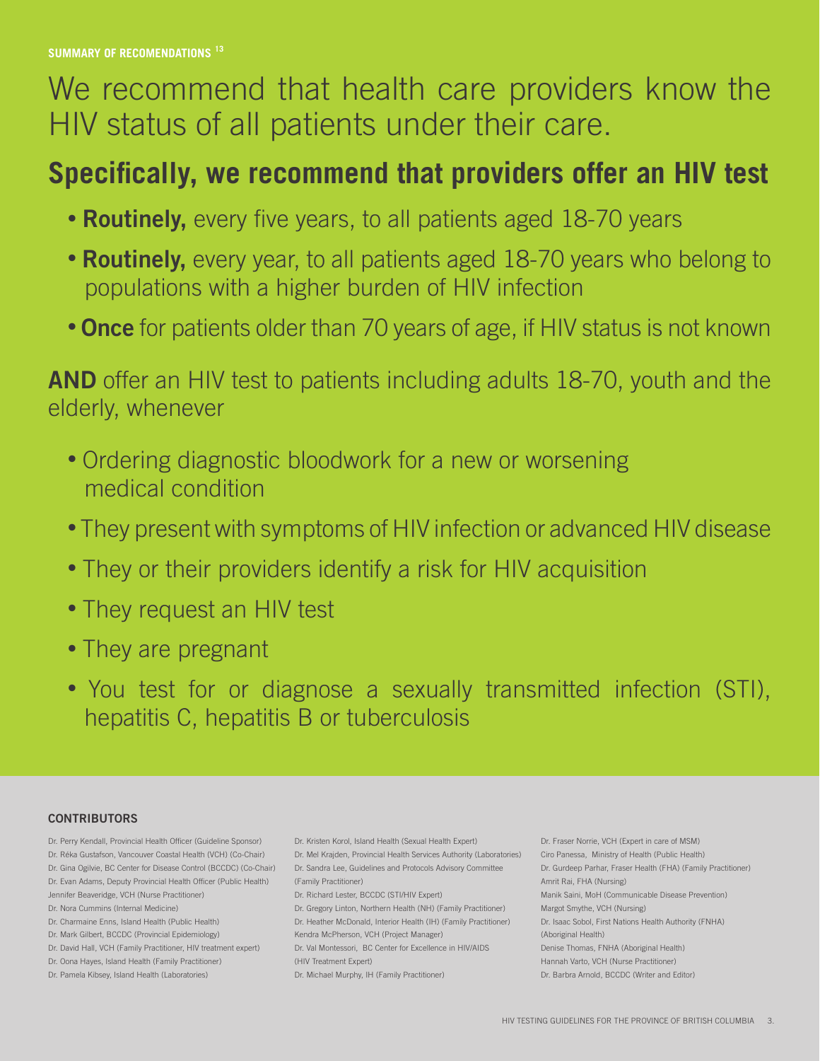**SUMMARY OF RECOMENDATIONS [13]**

# We recommend that health care providers know the HIV status of all patients under their care.

## Specifically, we recommend that providers offer an HIV test

- **Routinely,** every five years, to all patients aged 18-70 years
- **Routinely,** every year, to all patients aged 18-70 years who belong to populations with a higher burden of HIV infection
- **Once** for patients older than 70 years of age, if HIV status is not known

**AND** offer an HIV test to patients including adults 18-70, youth and the elderly, whenever

- Ordering diagnostic bloodwork for a new or worsening medical condition
- They present with symptoms of HIV infection or advanced HIV disease
- They or their providers identify a risk for HIV acquisition
- They request an HIV test
- They are pregnant
- You test for or diagnose a sexually transmitted infection (STI), hepatitis C, hepatitis B or tuberculosis

**CONTRIBUTORS**

Dr. Perry Kendall, Provincial Health Officer (Guideline Sponsor)
Dr. Réka Gustafson, Vancouver Coastal Health (VCH) (Co-Chair)
Dr. Gina Ogilvie, BC Center for Disease Control (BCCDC) (Co-Chair)
Dr. Evan Adams, Deputy Provincial Health Officer (Public Health)
Jennifer Beaveridge, VCH (Nurse Practitioner)
Dr. Nora Cummins (Internal Medicine)
Dr. Charmaine Enns, Island Health (Public Health)
Dr. Mark Gilbert, BCCDC (Provincial Epidemiology)
Dr. David Hall, VCH (Family Practitioner, HIV treatment expert)
Dr. Oona Hayes, Island Health (Family Practitioner)
Dr. Pamela Kibsey, Island Health (Laboratories)
Dr. Kristen Korol, Island Health (Sexual Health Expert)
Dr. Mel Krajden, Provincial Health Services Authority (Laboratories)
Dr. Sandra Lee, Guidelines and Protocols Advisory Committee (Family Practitioner)
Dr. Richard Lester, BCCDC (STI/HIV Expert)
Dr. Gregory Linton, Northern Health (NH) (Family Practitioner)
Dr. Heather McDonald, Interior Health (IH) (Family Practitioner)
Kendra McPherson, VCH (Project Manager)
Dr. Val Montessori, BC Center for Excellence in HIV/AIDS (HIV Treatment Expert)
Dr. Michael Murphy, IH (Family Practitioner)
Dr. Fraser Norrie, VCH (Expert in care of MSM)
Ciro Panessa, Ministry of Health (Public Health)
Dr. Gurdeep Parhar, Fraser Health (FHA) (Family Practitioner)
Amrit Rai, FHA (Nursing)
Manik Saini, MoH (Communicable Disease Prevention)
Margot Smythe, VCH (Nursing)
Dr. Isaac Sobol, First Nations Health Authority (FNHA) (Aboriginal Health)
Denise Thomas, FNHA (Aboriginal Health)
Hannah Varto, VCH (Nurse Practitioner)
Dr. Barbra Arnold, BCCDC (Writer and Editor)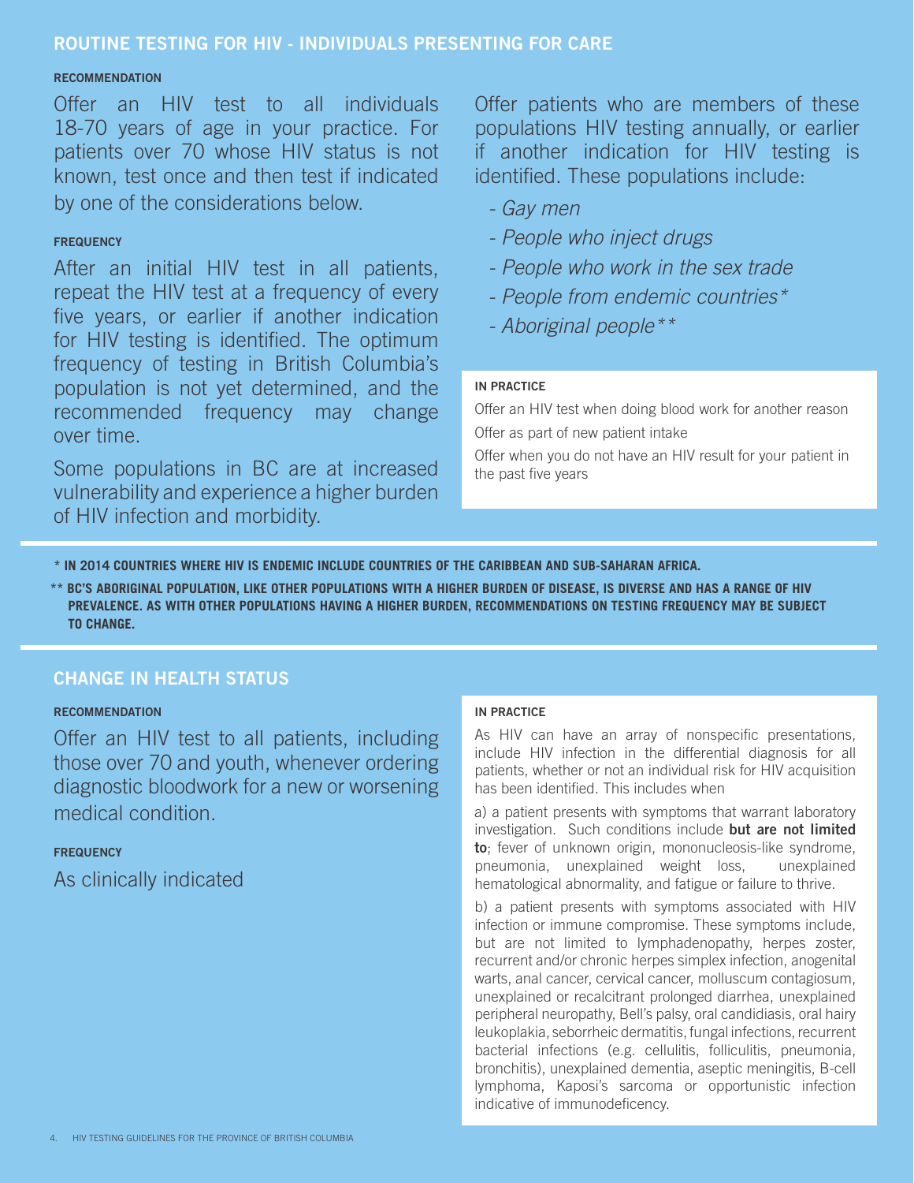## ROUTINE TESTING FOR HIV - INDIVIDUALS PRESENTING FOR CARE

#### RECOMMENDATION

Offer an HIV test to all individuals 18-70 years of age in your practice. For patients over 70 whose HIV status is not known, test once and then test if indicated by one of the considerations below.

#### FREQUENCY

After an initial HIV test in all patients, repeat the HIV test at a frequency of every five years, or earlier if another indication for HIV testing is identified. The optimum frequency of testing in British Columbia's population is not yet determined, and the recommended frequency may change over time.

Some populations in BC are at increased vulnerability and experience a higher burden of HIV infection and morbidity.

Offer patients who are members of these populations HIV testing annually, or earlier if another indication for HIV testing is identified. These populations include:

- *Gay men*
- *People who inject drugs*
- *People who work in the sex trade*
- *People from endemic countries\**
- *Aboriginal people\*\**

#### IN PRACTICE

Offer an HIV test when doing blood work for another reason

Offer as part of new patient intake

Offer when you do not have an HIV result for your patient in the past five years

**\* IN 2014 COUNTRIES WHERE HIV IS ENDEMIC INCLUDE COUNTRIES OF THE CARIBBEAN AND SUB-SAHARAN AFRICA.**

**\*\* BC'S ABORIGINAL POPULATION, LIKE OTHER POPULATIONS WITH A HIGHER BURDEN OF DISEASE, IS DIVERSE AND HAS A RANGE OF HIV PREVALENCE. AS WITH OTHER POPULATIONS HAVING A HIGHER BURDEN, RECOMMENDATIONS ON TESTING FREQUENCY MAY BE SUBJECT TO CHANGE.**

## CHANGE IN HEALTH STATUS

#### RECOMMENDATION

Offer an HIV test to all patients, including those over 70 and youth, whenever ordering diagnostic bloodwork for a new or worsening medical condition.

#### FREQUENCY

As clinically indicated

#### IN PRACTICE

As HIV can have an array of nonspecific presentations, include HIV infection in the differential diagnosis for all patients, whether or not an individual risk for HIV acquisition has been identified. This includes when

a) a patient presents with symptoms that warrant laboratory investigation. Such conditions include **but are not limited to**; fever of unknown origin, mononucleosis-like syndrome, pneumonia, unexplained weight loss, unexplained hematological abnormality, and fatigue or failure to thrive.

b) a patient presents with symptoms associated with HIV infection or immune compromise. These symptoms include, but are not limited to lymphadenopathy, herpes zoster, recurrent and/or chronic herpes simplex infection, anogenital warts, anal cancer, cervical cancer, molluscum contagiosum, unexplained or recalcitrant prolonged diarrhea, unexplained peripheral neuropathy, Bell's palsy, oral candidiasis, oral hairy leukoplakia, seborrheic dermatitis, fungal infections, recurrent bacterial infections (e.g. cellulitis, folliculitis, pneumonia, bronchitis), unexplained dementia, aseptic meningitis, B-cell lymphoma, Kaposi's sarcoma or opportunistic infection indicative of immunodeficency.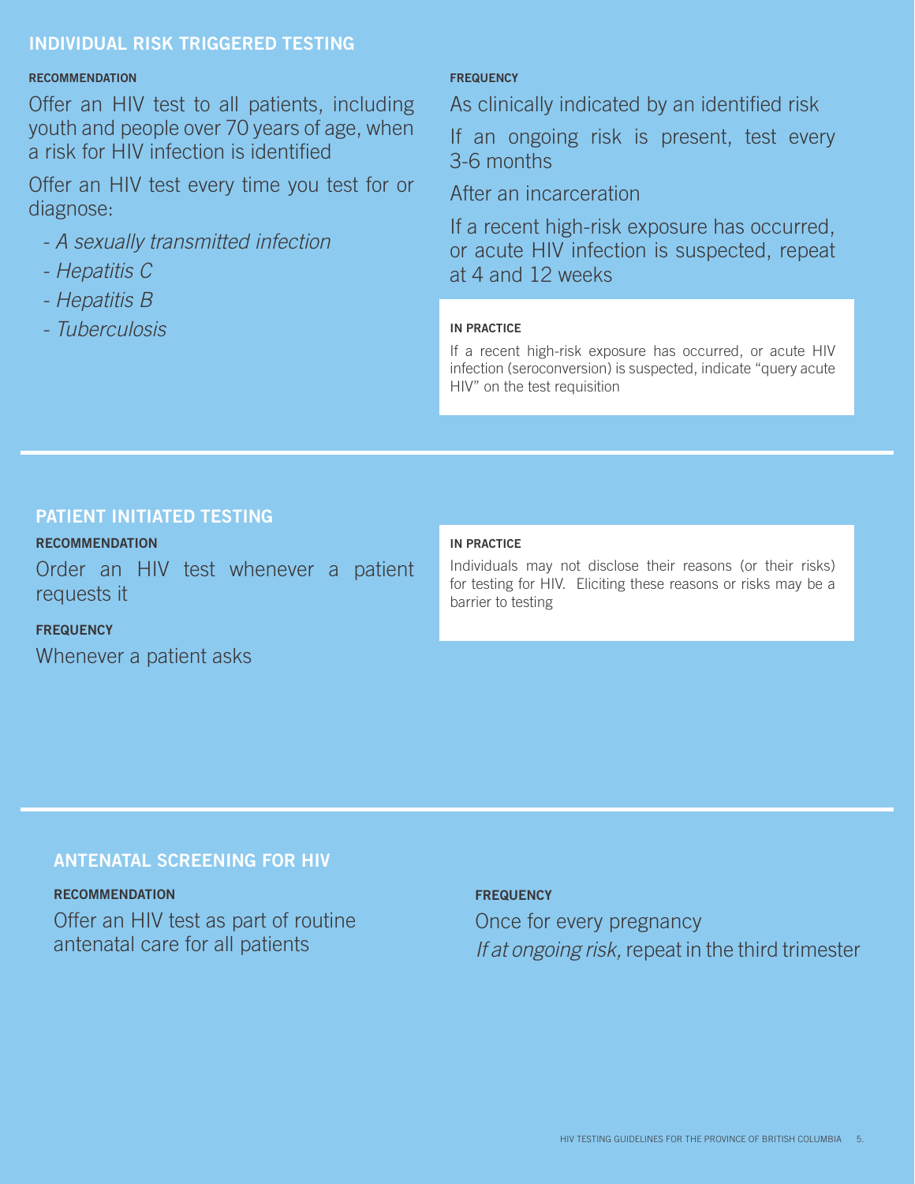## INDIVIDUAL RISK TRIGGERED TESTING

**RECOMMENDATION**

Offer an HIV test to all patients, including youth and people over 70 years of age, when a risk for HIV infection is identified

Offer an HIV test every time you test for or diagnose:

- *A sexually transmitted infection*
- *Hepatitis C*
- *Hepatitis B*
- *Tuberculosis*

**FREQUENCY**

As clinically indicated by an identified risk

If an ongoing risk is present, test every 3-6 months

After an incarceration

If a recent high-risk exposure has occurred, or acute HIV infection is suspected, repeat at 4 and 12 weeks

**IN PRACTICE**

If a recent high-risk exposure has occurred, or acute HIV infection (seroconversion) is suspected, indicate "query acute HIV" on the test requisition

## PATIENT INITIATED TESTING

**RECOMMENDATION**

Order an HIV test whenever a patient requests it

**FREQUENCY**

Whenever a patient asks

**IN PRACTICE**

Individuals may not disclose their reasons (or their risks) for testing for HIV. Eliciting these reasons or risks may be a barrier to testing

## ANTENATAL SCREENING FOR HIV

**RECOMMENDATION**

Offer an HIV test as part of routine antenatal care for all patients

**FREQUENCY**

Once for every pregnancy

*If at ongoing risk,* repeat in the third trimester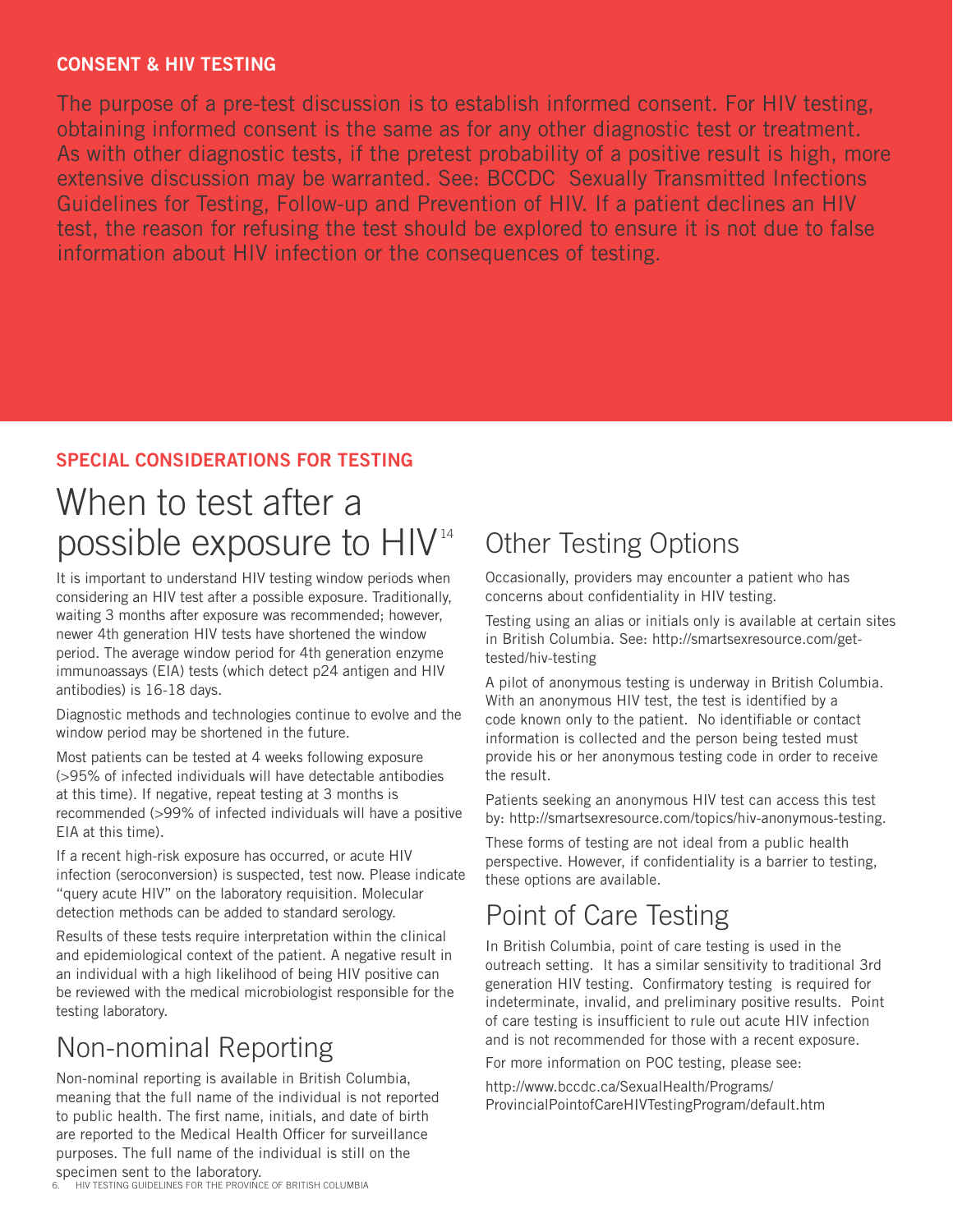## CONSENT & HIV TESTING

The purpose of a pre-test discussion is to establish informed consent. For HIV testing, obtaining informed consent is the same as for any other diagnostic test or treatment. As with other diagnostic tests, if the pretest probability of a positive result is high, more extensive discussion may be warranted. See: BCCDC Sexually Transmitted Infections Guidelines for Testing, Follow-up and Prevention of HIV. If a patient declines an HIV test, the reason for refusing the test should be explored to ensure it is not due to false information about HIV infection or the consequences of testing.

## SPECIAL CONSIDERATIONS FOR TESTING

# When to test after a possible exposure to HIV[14]

It is important to understand HIV testing window periods when considering an HIV test after a possible exposure. Traditionally, waiting 3 months after exposure was recommended; however, newer 4th generation HIV tests have shortened the window period. The average window period for 4th generation enzyme immunoassays (EIA) tests (which detect p24 antigen and HIV antibodies) is 16-18 days.

Diagnostic methods and technologies continue to evolve and the window period may be shortened in the future.

Most patients can be tested at 4 weeks following exposure (>95% of infected individuals will have detectable antibodies at this time). If negative, repeat testing at 3 months is recommended (>99% of infected individuals will have a positive EIA at this time).

If a recent high-risk exposure has occurred, or acute HIV infection (seroconversion) is suspected, test now. Please indicate "query acute HIV" on the laboratory requisition. Molecular detection methods can be added to standard serology.

Results of these tests require interpretation within the clinical and epidemiological context of the patient. A negative result in an individual with a high likelihood of being HIV positive can be reviewed with the medical microbiologist responsible for the testing laboratory.

# Non-nominal Reporting

Non-nominal reporting is available in British Columbia, meaning that the full name of the individual is not reported to public health. The first name, initials, and date of birth are reported to the Medical Health Officer for surveillance purposes. The full name of the individual is still on the specimen sent to the laboratory.

# Other Testing Options

Occasionally, providers may encounter a patient who has concerns about confidentiality in HIV testing.

Testing using an alias or initials only is available at certain sites in British Columbia. See: http://smartsexresource.com/get-tested/hiv-testing

A pilot of anonymous testing is underway in British Columbia. With an anonymous HIV test, the test is identified by a code known only to the patient. No identifiable or contact information is collected and the person being tested must provide his or her anonymous testing code in order to receive the result.

Patients seeking an anonymous HIV test can access this test by: http://smartsexresource.com/topics/hiv-anonymous-testing.

These forms of testing are not ideal from a public health perspective. However, if confidentiality is a barrier to testing, these options are available.

# Point of Care Testing

In British Columbia, point of care testing is used in the outreach setting. It has a similar sensitivity to traditional 3rd generation HIV testing. Confirmatory testing is required for indeterminate, invalid, and preliminary positive results. Point of care testing is insufficient to rule out acute HIV infection and is not recommended for those with a recent exposure.

For more information on POC testing, please see:

http://www.bccdc.ca/SexualHealth/Programs/ProvincialPointofCareHIVTestingProgram/default.htm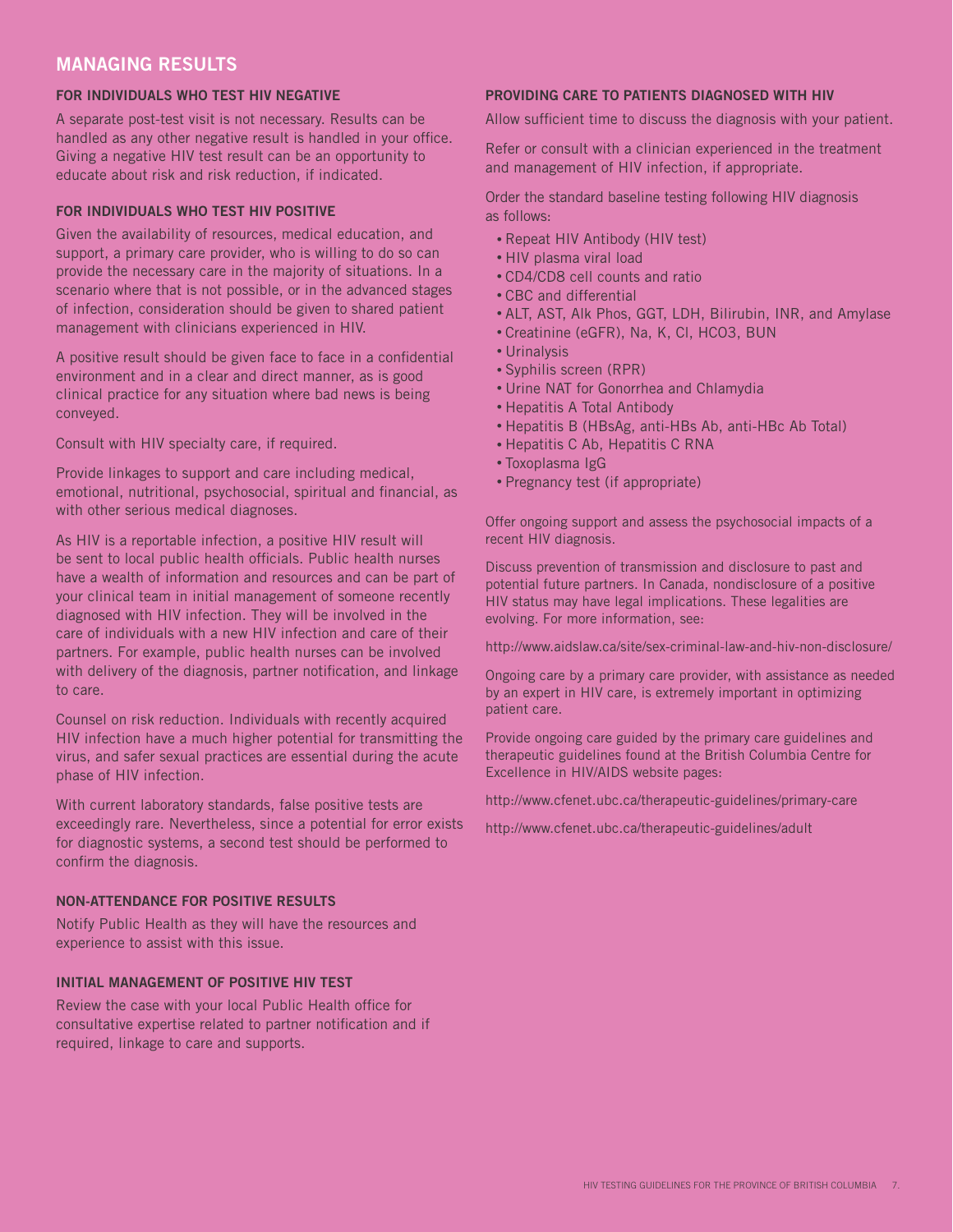## MANAGING RESULTS

### FOR INDIVIDUALS WHO TEST HIV NEGATIVE

A separate post-test visit is not necessary. Results can be handled as any other negative result is handled in your office. Giving a negative HIV test result can be an opportunity to educate about risk and risk reduction, if indicated.

### FOR INDIVIDUALS WHO TEST HIV POSITIVE

Given the availability of resources, medical education, and support, a primary care provider, who is willing to do so can provide the necessary care in the majority of situations. In a scenario where that is not possible, or in the advanced stages of infection, consideration should be given to shared patient management with clinicians experienced in HIV.

A positive result should be given face to face in a confidential environment and in a clear and direct manner, as is good clinical practice for any situation where bad news is being conveyed.

Consult with HIV specialty care, if required.

Provide linkages to support and care including medical, emotional, nutritional, psychosocial, spiritual and financial, as with other serious medical diagnoses.

As HIV is a reportable infection, a positive HIV result will be sent to local public health officials. Public health nurses have a wealth of information and resources and can be part of your clinical team in initial management of someone recently diagnosed with HIV infection. They will be involved in the care of individuals with a new HIV infection and care of their partners. For example, public health nurses can be involved with delivery of the diagnosis, partner notification, and linkage to care.

Counsel on risk reduction. Individuals with recently acquired HIV infection have a much higher potential for transmitting the virus, and safer sexual practices are essential during the acute phase of HIV infection.

With current laboratory standards, false positive tests are exceedingly rare. Nevertheless, since a potential for error exists for diagnostic systems, a second test should be performed to confirm the diagnosis.

### NON-ATTENDANCE FOR POSITIVE RESULTS

Notify Public Health as they will have the resources and experience to assist with this issue.

### INITIAL MANAGEMENT OF POSITIVE HIV TEST

Review the case with your local Public Health office for consultative expertise related to partner notification and if required, linkage to care and supports.

### PROVIDING CARE TO PATIENTS DIAGNOSED WITH HIV

Allow sufficient time to discuss the diagnosis with your patient.

Refer or consult with a clinician experienced in the treatment and management of HIV infection, if appropriate.

Order the standard baseline testing following HIV diagnosis as follows:

- Repeat HIV Antibody (HIV test)
- HIV plasma viral load
- CD4/CD8 cell counts and ratio
- CBC and differential
- ALT, AST, Alk Phos, GGT, LDH, Bilirubin, INR, and Amylase
- Creatinine (eGFR), Na, K, Cl, HCO3, BUN
- Urinalysis
- Syphilis screen (RPR)
- Urine NAT for Gonorrhea and Chlamydia
- Hepatitis A Total Antibody
- Hepatitis B (HBsAg, anti-HBs Ab, anti-HBc Ab Total)
- Hepatitis C Ab, Hepatitis C RNA
- Toxoplasma IgG
- Pregnancy test (if appropriate)

Offer ongoing support and assess the psychosocial impacts of a recent HIV diagnosis.

Discuss prevention of transmission and disclosure to past and potential future partners. In Canada, nondisclosure of a positive HIV status may have legal implications. These legalities are evolving. For more information, see:

http://www.aidslaw.ca/site/sex-criminal-law-and-hiv-non-disclosure/

Ongoing care by a primary care provider, with assistance as needed by an expert in HIV care, is extremely important in optimizing patient care.

Provide ongoing care guided by the primary care guidelines and therapeutic guidelines found at the British Columbia Centre for Excellence in HIV/AIDS website pages:

http://www.cfenet.ubc.ca/therapeutic-guidelines/primary-care

http://www.cfenet.ubc.ca/therapeutic-guidelines/adult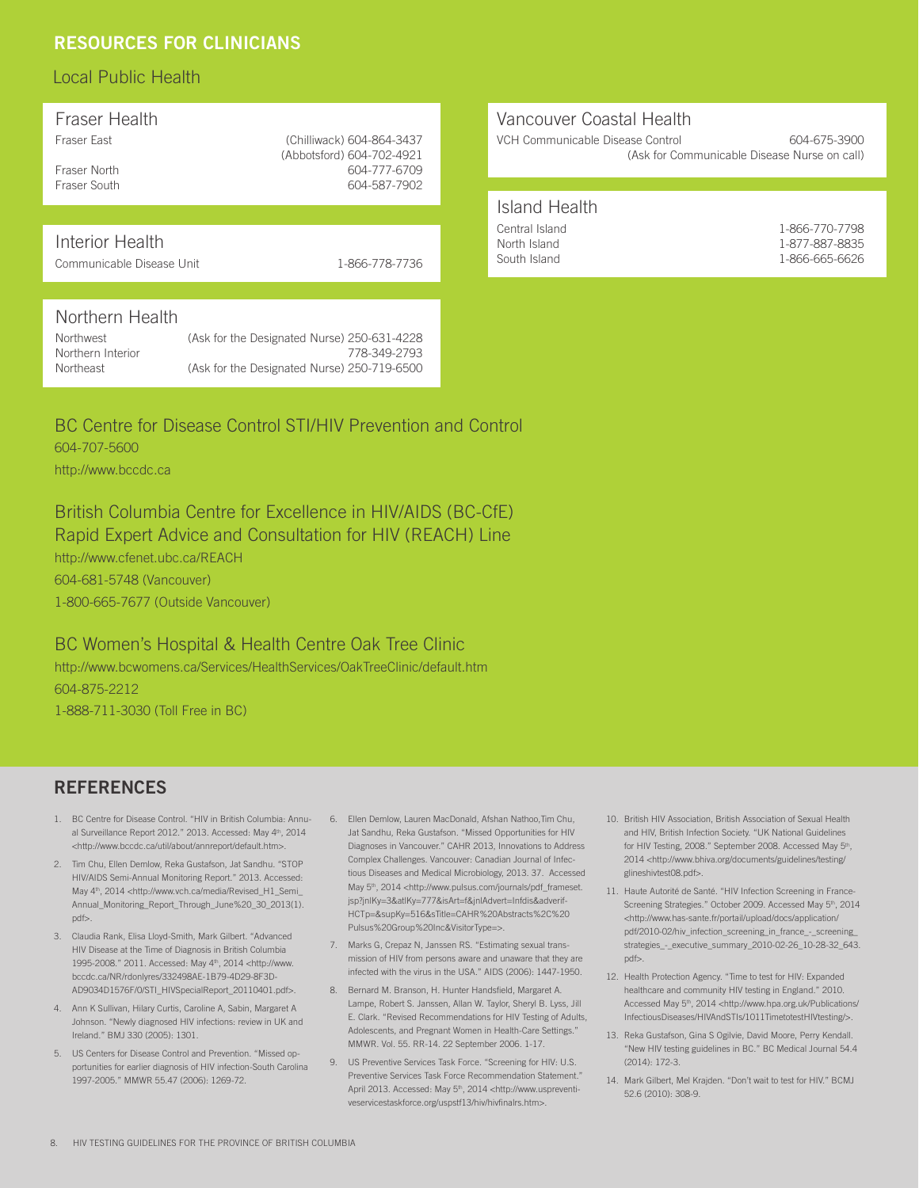## RESOURCES FOR CLINICIANS

### Local Public Health

#### Fraser Health

| | |
|---|---|
| Fraser East | (Chilliwack) 604-864-3437 |
| | (Abbotsford) 604-702-4921 |
| Fraser North | 604-777-6709 |
| Fraser South | 604-587-7902 |

#### Interior Health

| | |
|---|---|
| Communicable Disease Unit | 1-866-778-7736 |

#### Northern Health

| | |
|---|---|
| Northwest | (Ask for the Designated Nurse) 250-631-4228 |
| Northern Interior | 778-349-2793 |
| Northeast | (Ask for the Designated Nurse) 250-719-6500 |

#### Vancouver Coastal Health

| | |
|---|---|
| VCH Communicable Disease Control | 604-675-3900 |
| | (Ask for Communicable Disease Nurse on call) |

#### Island Health

| | |
|---|---|
| Central Island | 1-866-770-7798 |
| North Island | 1-877-887-8835 |
| South Island | 1-866-665-6626 |

### BC Centre for Disease Control STI/HIV Prevention and Control

604-707-5600

http://www.bccdc.ca

### British Columbia Centre for Excellence in HIV/AIDS (BC-CfE) Rapid Expert Advice and Consultation for HIV (REACH) Line

http://www.cfenet.ubc.ca/REACH

604-681-5748 (Vancouver)

1-800-665-7677 (Outside Vancouver)

### BC Women's Hospital & Health Centre Oak Tree Clinic

http://www.bcwomens.ca/Services/HealthServices/OakTreeClinic/default.htm

604-875-2212

1-888-711-3030 (Toll Free in BC)

## REFERENCES

1. BC Centre for Disease Control. "HIV in British Columbia: Annual Surveillance Report 2012." 2013. Accessed: May 4th, 2014 <http://www.bccdc.ca/util/about/annreport/default.htm>.
2. Tim Chu, Ellen Demlow, Reka Gustafson, Jat Sandhu. "STOP HIV/AIDS Semi-Annual Monitoring Report." 2013. Accessed: May 4th, 2014 <http://www.vch.ca/media/Revised_H1_Semi_Annual_Monitoring_Report_Through_June%20_30_2013(1).pdf>.
3. Claudia Rank, Elisa Lloyd-Smith, Mark Gilbert. "Advanced HIV Disease at the Time of Diagnosis in British Columbia 1995-2008." 2011. Accessed: May 4th, 2014 <http://www.bccdc.ca/NR/rdonlyres/332498AE-1B79-4D29-8F3D-AD9034D1576F/0/STI_HIVSpecialReport_20110401.pdf>.
4. Ann K Sullivan, Hilary Curtis, Caroline A, Sabin, Margaret A Johnson. "Newly diagnosed HIV infections: review in UK and Ireland." BMJ 330 (2005): 1301.
5. US Centers for Disease Control and Prevention. "Missed opportunities for earlier diagnosis of HIV infection-South Carolina 1997-2005." MMWR 55.47 (2006): 1269-72.
6. Ellen Demlow, Lauren MacDonald, Afshan Nathoo,Tim Chu, Jat Sandhu, Reka Gustafson. "Missed Opportunities for HIV Diagnoses in Vancouver." CAHR 2013, Innovations to Address Complex Challenges. Vancouver: Canadian Journal of Infectious Diseases and Medical Microbiology, 2013. 37. Accessed May 5th, 2014 <http://www.pulsus.com/journals/pdf_frameset.jsp?jnlKy=3&atlKy=777&isArt=f&jnlAdvert=Infdis&adverifHCTp=&supKy=516&sTitle=CAHR%20Abstracts%2C%20Pulsus%20Group%20Inc&VisitorType=>.
7. Marks G, Crepaz N, Janssen RS. "Estimating sexual transmission of HIV from persons aware and unaware that they are infected with the virus in the USA." AIDS (2006): 1447-1950.
8. Bernard M. Branson, H. Hunter Handsfield, Margaret A. Lampe, Robert S. Janssen, Allan W. Taylor, Sheryl B. Lyss, Jill E. Clark. "Revised Recommendations for HIV Testing of Adults, Adolescents, and Pregnant Women in Health-Care Settings." MMWR. Vol. 55. RR-14. 22 September 2006. 1-17.
9. US Preventive Services Task Force. "Screening for HIV: U.S. Preventive Services Task Force Recommendation Statement." April 2013. Accessed: May 5th, 2014 <http://www.uspreventiveservicestaskforce.org/uspstf13/hiv/hivfinalrs.htm>.
10. British HIV Association, British Association of Sexual Health and HIV, British Infection Society. "UK National Guidelines for HIV Testing, 2008." September 2008. Accessed May 5th, 2014 <http://www.bhiva.org/documents/guidelines/testing/glineshivtest08.pdf>.
11. Haute Autorité de Santé. "HIV Infection Screening in France-Screening Strategies." October 2009. Accessed May 5th, 2014 <http://www.has-sante.fr/portail/upload/docs/application/pdf/2010-02/hiv_infection_screening_in_france_-_screening_strategies_-_executive_summary_2010-02-26_10-28-32_643.pdf>.
12. Health Protection Agency. "Time to test for HIV: Expanded healthcare and community HIV testing in England." 2010. Accessed May 5th, 2014 <http://www.hpa.org.uk/Publications/InfectiousDiseases/HIVAndSTIs/1011TimetotestHIVtesting/>.
13. Reka Gustafson, Gina S Ogilvie, David Moore, Perry Kendall. "New HIV testing guidelines in BC." BC Medical Journal 54.4 (2014): 172-3.
14. Mark Gilbert, Mel Krajden. "Don't wait to test for HIV." BCMJ 52.6 (2010): 308-9.